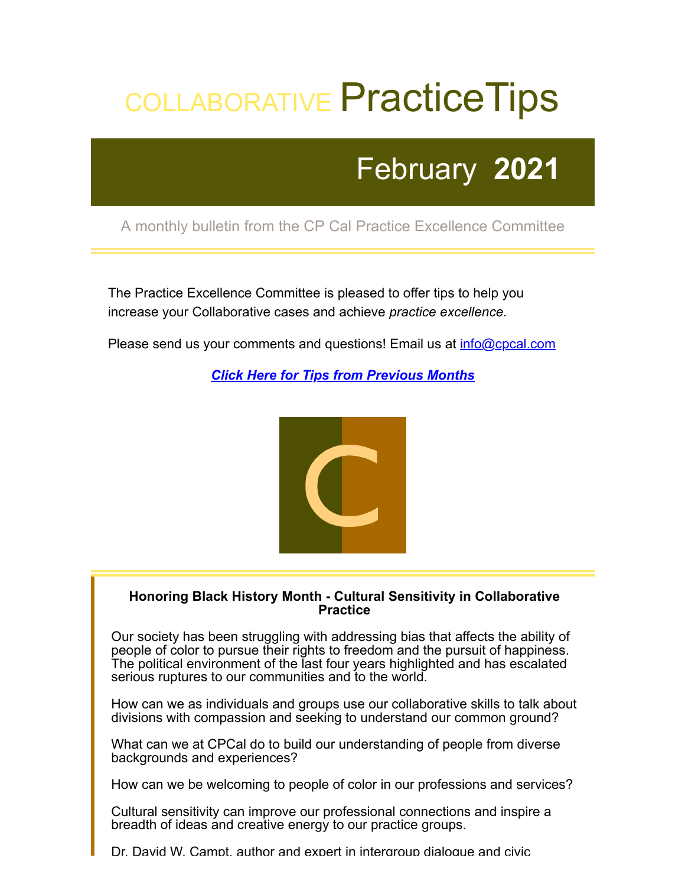# COLLABORATIVE PracticeTips

## February **2021**

A monthly bulletin from the CP Cal Practice Excellence Committee

The Practice Excellence Committee is pleased to offer tips to help you increase your Collaborative cases and achieve *practice excellence.*

Please send us your comments and questions! Email us at info@cpcal.com

***Click Here for Tips from Previous Months***

### Honoring Black History Month - Cultural Sensitivity in Collaborative Practice

Our society has been struggling with addressing bias that affects the ability of people of color to pursue their rights to freedom and the pursuit of happiness. The political environment of the last four years highlighted and has escalated serious ruptures to our communities and to the world.

How can we as individuals and groups use our collaborative skills to talk about divisions with compassion and seeking to understand our common ground?

What can we at CPCal do to build our understanding of people from diverse backgrounds and experiences?

How can we be welcoming to people of color in our professions and services?

Cultural sensitivity can improve our professional connections and inspire a breadth of ideas and creative energy to our practice groups.

Dr. David W. Campt, author and expert in intergroup dialogue and civic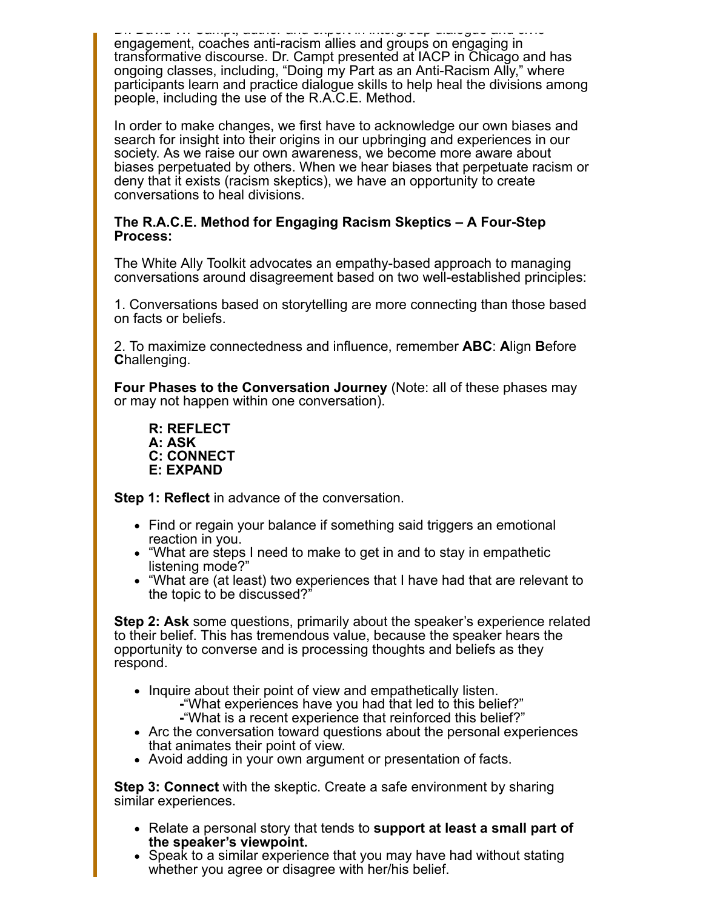Dr. David W. Campt, author and expert in intergroup dialogue and civic engagement, coaches anti-racism allies and groups on engaging in transformative discourse. Dr. Campt presented at IACP in Chicago and has ongoing classes, including, “Doing my Part as an Anti-Racism Ally,” where participants learn and practice dialogue skills to help heal the divisions among people, including the use of the R.A.C.E. Method.

In order to make changes, we first have to acknowledge our own biases and search for insight into their origins in our upbringing and experiences in our society. As we raise our own awareness, we become more aware about biases perpetuated by others. When we hear biases that perpetuate racism or deny that it exists (racism skeptics), we have an opportunity to create conversations to heal divisions.

**The R.A.C.E. Method for Engaging Racism Skeptics – A Four-Step Process:**

The White Ally Toolkit advocates an empathy-based approach to managing conversations around disagreement based on two well-established principles:

1. Conversations based on storytelling are more connecting than those based on facts or beliefs.

2. To maximize connectedness and influence, remember **ABC**: **A**lign **B**efore **C**hallenging.

**Four Phases to the Conversation Journey** (Note: all of these phases may or may not happen within one conversation).

> **R: REFLECT**
> **A: ASK**
> **C: CONNECT**
> **E: EXPAND**

**Step 1: Reflect** in advance of the conversation.

- Find or regain your balance if something said triggers an emotional reaction in you.
- “What are steps I need to make to get in and to stay in empathetic listening mode?”
- “What are (at least) two experiences that I have had that are relevant to the topic to be discussed?”

**Step 2: Ask** some questions, primarily about the speaker’s experience related to their belief. This has tremendous value, because the speaker hears the opportunity to converse and is processing thoughts and beliefs as they respond.

- Inquire about their point of view and empathetically listen.
  - “What experiences have you had that led to this belief?”
  - “What is a recent experience that reinforced this belief?”
- Arc the conversation toward questions about the personal experiences that animates their point of view.
- Avoid adding in your own argument or presentation of facts.

**Step 3: Connect** with the skeptic. Create a safe environment by sharing similar experiences.

- Relate a personal story that tends to **support at least a small part of the speaker’s viewpoint.**
- Speak to a similar experience that you may have had without stating whether you agree or disagree with her/his belief.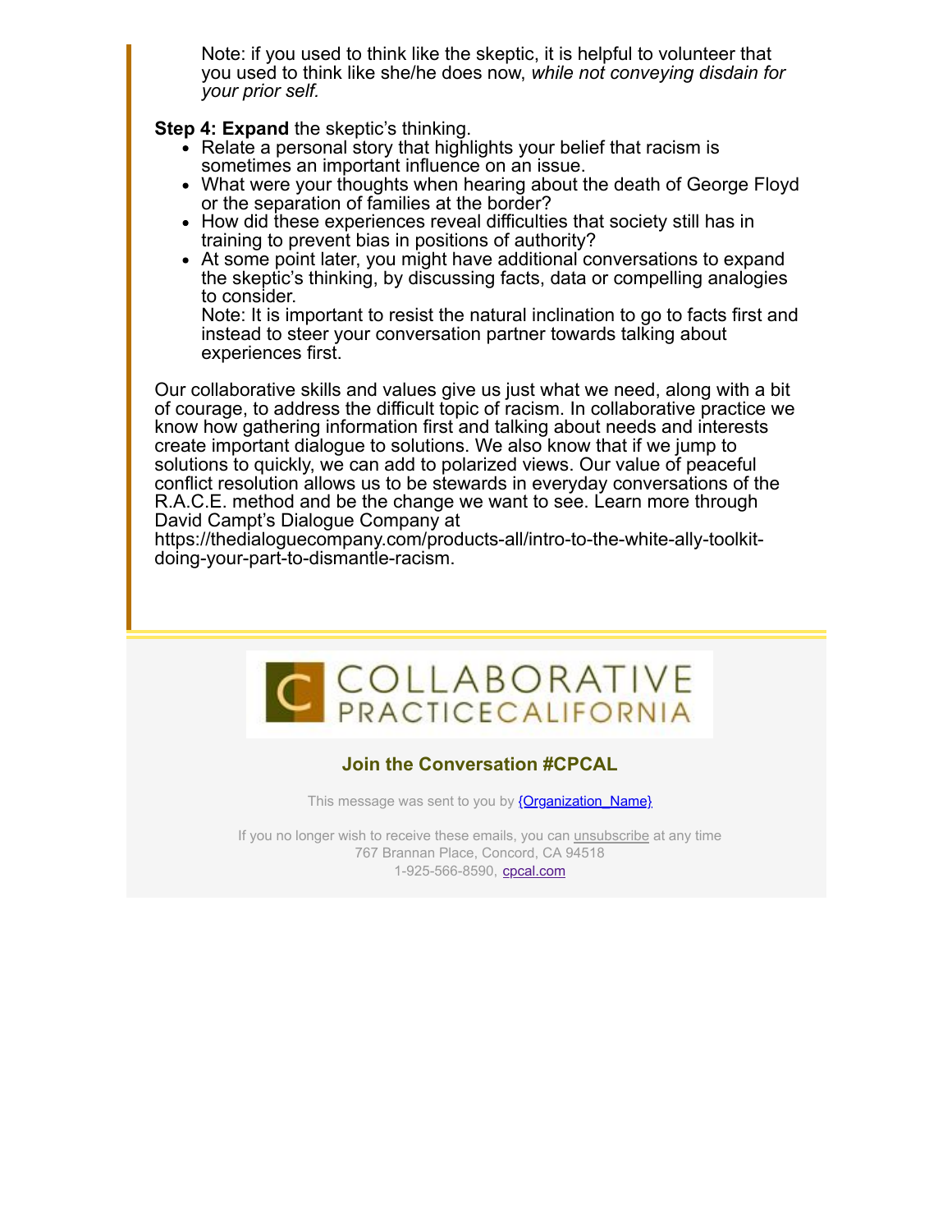Note: if you used to think like the skeptic, it is helpful to volunteer that you used to think like she/he does now, *while not conveying disdain for your prior self.*

**Step 4: Expand** the skeptic's thinking.

- Relate a personal story that highlights your belief that racism is sometimes an important influence on an issue.
- What were your thoughts when hearing about the death of George Floyd or the separation of families at the border?
- How did these experiences reveal difficulties that society still has in training to prevent bias in positions of authority?
- At some point later, you might have additional conversations to expand the skeptic's thinking, by discussing facts, data or compelling analogies to consider.
  Note: It is important to resist the natural inclination to go to facts first and instead to steer your conversation partner towards talking about experiences first.

Our collaborative skills and values give us just what we need, along with a bit of courage, to address the difficult topic of racism. In collaborative practice we know how gathering information first and talking about needs and interests create important dialogue to solutions. We also know that if we jump to solutions to quickly, we can add to polarized views. Our value of peaceful conflict resolution allows us to be stewards in everyday conversations of the R.A.C.E. method and be the change we want to see. Learn more through David Campt's Dialogue Company at https://thedialoguecompany.com/products-all/intro-to-the-white-ally-toolkit-doing-your-part-to-dismantle-racism.

COLLABORATIVE PRACTICE CALIFORNIA

**Join the Conversation #CPCAL**

This message was sent to you by {Organization_Name}

If you no longer wish to receive these emails, you can unsubscribe at any time
767 Brannan Place, Concord, CA 94518
1-925-566-8590, cpcal.com